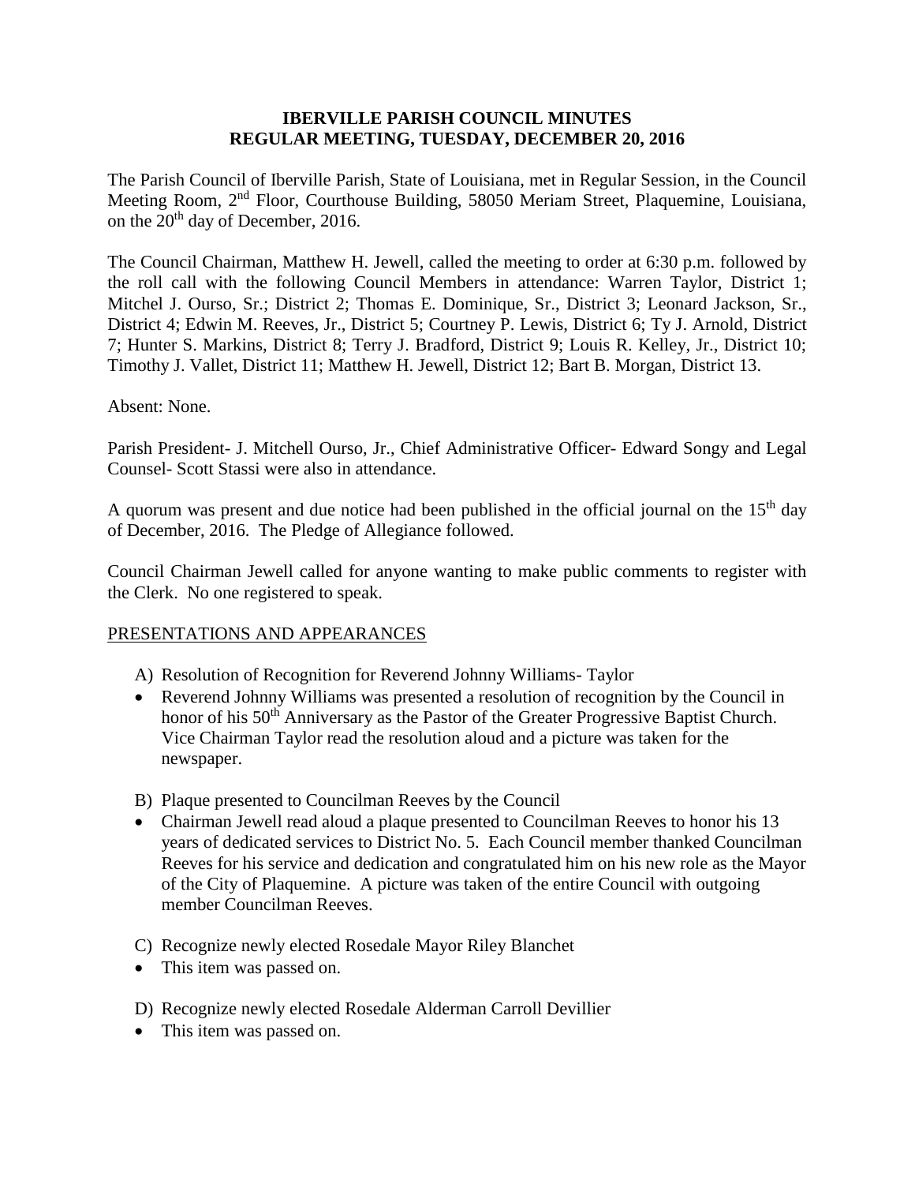# IBERVILLE PARISH COUNCIL MINUTES
# REGULAR MEETING, TUESDAY, DECEMBER 20, 2016

The Parish Council of Iberville Parish, State of Louisiana, met in Regular Session, in the Council Meeting Room, 2nd Floor, Courthouse Building, 58050 Meriam Street, Plaquemine, Louisiana, on the 20th day of December, 2016.

The Council Chairman, Matthew H. Jewell, called the meeting to order at 6:30 p.m. followed by the roll call with the following Council Members in attendance: Warren Taylor, District 1; Mitchel J. Ourso, Sr.; District 2; Thomas E. Dominique, Sr., District 3; Leonard Jackson, Sr., District 4; Edwin M. Reeves, Jr., District 5; Courtney P. Lewis, District 6; Ty J. Arnold, District 7; Hunter S. Markins, District 8; Terry J. Bradford, District 9; Louis R. Kelley, Jr., District 10; Timothy J. Vallet, District 11; Matthew H. Jewell, District 12; Bart B. Morgan, District 13.

Absent: None.

Parish President- J. Mitchell Ourso, Jr., Chief Administrative Officer- Edward Songy and Legal Counsel- Scott Stassi were also in attendance.

A quorum was present and due notice had been published in the official journal on the 15th day of December, 2016. The Pledge of Allegiance followed.

Council Chairman Jewell called for anyone wanting to make public comments to register with the Clerk. No one registered to speak.

PRESENTATIONS AND APPEARANCES

A) Resolution of Recognition for Reverend Johnny Williams- Taylor
- Reverend Johnny Williams was presented a resolution of recognition by the Council in honor of his 50th Anniversary as the Pastor of the Greater Progressive Baptist Church. Vice Chairman Taylor read the resolution aloud and a picture was taken for the newspaper.

B) Plaque presented to Councilman Reeves by the Council
- Chairman Jewell read aloud a plaque presented to Councilman Reeves to honor his 13 years of dedicated services to District No. 5. Each Council member thanked Councilman Reeves for his service and dedication and congratulated him on his new role as the Mayor of the City of Plaquemine. A picture was taken of the entire Council with outgoing member Councilman Reeves.

C) Recognize newly elected Rosedale Mayor Riley Blanchet
- This item was passed on.

D) Recognize newly elected Rosedale Alderman Carroll Devillier
- This item was passed on.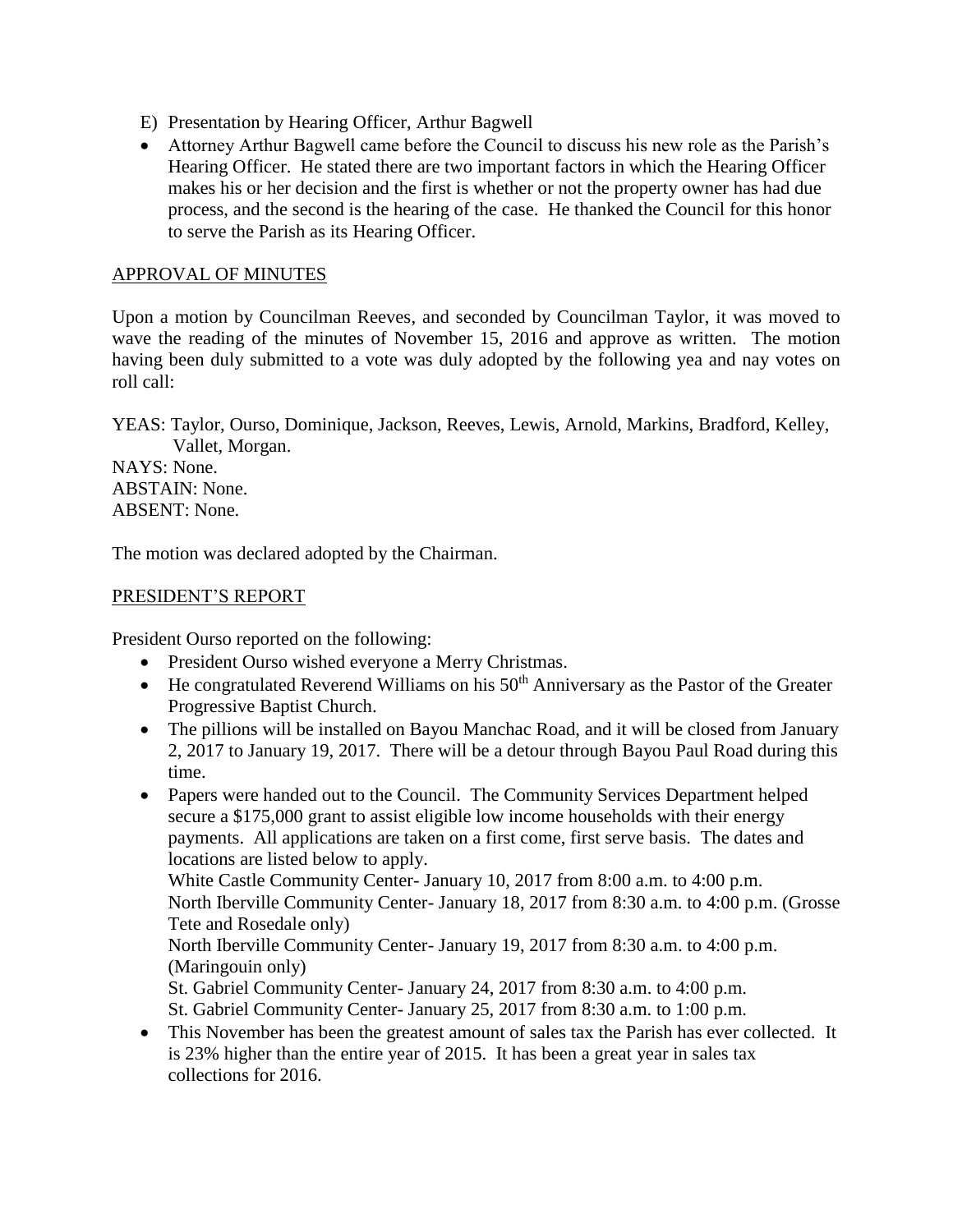E) Presentation by Hearing Officer, Arthur Bagwell

- Attorney Arthur Bagwell came before the Council to discuss his new role as the Parish's Hearing Officer. He stated there are two important factors in which the Hearing Officer makes his or her decision and the first is whether or not the property owner has had due process, and the second is the hearing of the case. He thanked the Council for this honor to serve the Parish as its Hearing Officer.

## APPROVAL OF MINUTES

Upon a motion by Councilman Reeves, and seconded by Councilman Taylor, it was moved to wave the reading of the minutes of November 15, 2016 and approve as written. The motion having been duly submitted to a vote was duly adopted by the following yea and nay votes on roll call:

YEAS: Taylor, Ourso, Dominique, Jackson, Reeves, Lewis, Arnold, Markins, Bradford, Kelley, Vallet, Morgan.
NAYS: None.
ABSTAIN: None.
ABSENT: None.

The motion was declared adopted by the Chairman.

## PRESIDENT'S REPORT

President Ourso reported on the following:

- President Ourso wished everyone a Merry Christmas.
- He congratulated Reverend Williams on his 50th Anniversary as the Pastor of the Greater Progressive Baptist Church.
- The pillions will be installed on Bayou Manchac Road, and it will be closed from January 2, 2017 to January 19, 2017. There will be a detour through Bayou Paul Road during this time.
- Papers were handed out to the Council. The Community Services Department helped secure a $175,000 grant to assist eligible low income households with their energy payments. All applications are taken on a first come, first serve basis. The dates and locations are listed below to apply.
  White Castle Community Center- January 10, 2017 from 8:00 a.m. to 4:00 p.m.
  North Iberville Community Center- January 18, 2017 from 8:30 a.m. to 4:00 p.m. (Grosse Tete and Rosedale only)
  North Iberville Community Center- January 19, 2017 from 8:30 a.m. to 4:00 p.m. (Maringouin only)
  St. Gabriel Community Center- January 24, 2017 from 8:30 a.m. to 4:00 p.m.
  St. Gabriel Community Center- January 25, 2017 from 8:30 a.m. to 1:00 p.m.
- This November has been the greatest amount of sales tax the Parish has ever collected. It is 23% higher than the entire year of 2015. It has been a great year in sales tax collections for 2016.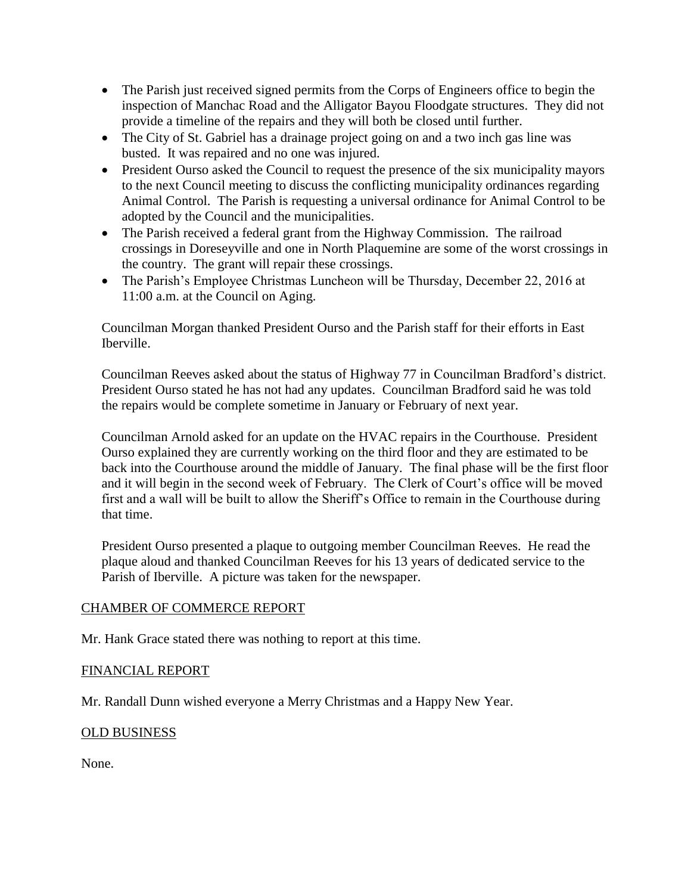- The Parish just received signed permits from the Corps of Engineers office to begin the inspection of Manchac Road and the Alligator Bayou Floodgate structures. They did not provide a timeline of the repairs and they will both be closed until further.
- The City of St. Gabriel has a drainage project going on and a two inch gas line was busted. It was repaired and no one was injured.
- President Ourso asked the Council to request the presence of the six municipality mayors to the next Council meeting to discuss the conflicting municipality ordinances regarding Animal Control. The Parish is requesting a universal ordinance for Animal Control to be adopted by the Council and the municipalities.
- The Parish received a federal grant from the Highway Commission. The railroad crossings in Doreseyville and one in North Plaquemine are some of the worst crossings in the country. The grant will repair these crossings.
- The Parish's Employee Christmas Luncheon will be Thursday, December 22, 2016 at 11:00 a.m. at the Council on Aging.

Councilman Morgan thanked President Ourso and the Parish staff for their efforts in East Iberville.

Councilman Reeves asked about the status of Highway 77 in Councilman Bradford's district. President Ourso stated he has not had any updates. Councilman Bradford said he was told the repairs would be complete sometime in January or February of next year.

Councilman Arnold asked for an update on the HVAC repairs in the Courthouse. President Ourso explained they are currently working on the third floor and they are estimated to be back into the Courthouse around the middle of January. The final phase will be the first floor and it will begin in the second week of February. The Clerk of Court's office will be moved first and a wall will be built to allow the Sheriff's Office to remain in the Courthouse during that time.

President Ourso presented a plaque to outgoing member Councilman Reeves. He read the plaque aloud and thanked Councilman Reeves for his 13 years of dedicated service to the Parish of Iberville. A picture was taken for the newspaper.

## CHAMBER OF COMMERCE REPORT

Mr. Hank Grace stated there was nothing to report at this time.

## FINANCIAL REPORT

Mr. Randall Dunn wished everyone a Merry Christmas and a Happy New Year.

## OLD BUSINESS

None.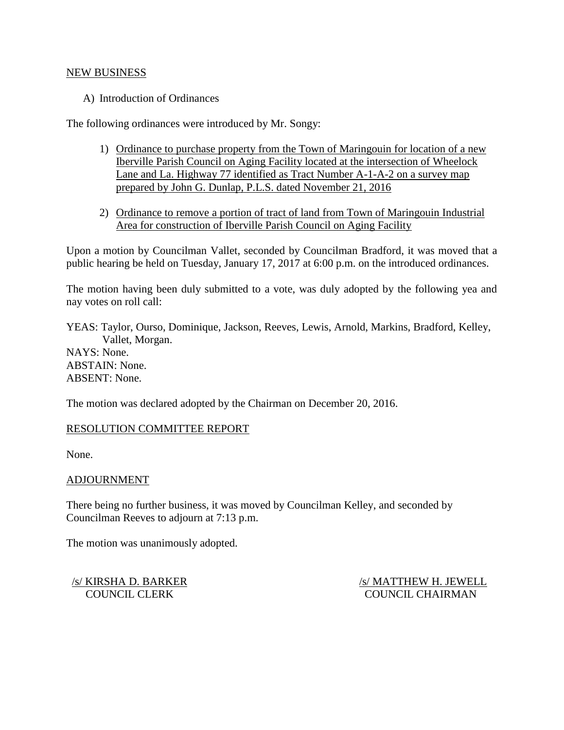## NEW BUSINESS

A) Introduction of Ordinances

The following ordinances were introduced by Mr. Songy:

1) Ordinance to purchase property from the Town of Maringouin for location of a new Iberville Parish Council on Aging Facility located at the intersection of Wheelock Lane and La. Highway 77 identified as Tract Number A-1-A-2 on a survey map prepared by John G. Dunlap, P.L.S. dated November 21, 2016

2) Ordinance to remove a portion of tract of land from Town of Maringouin Industrial Area for construction of Iberville Parish Council on Aging Facility

Upon a motion by Councilman Vallet, seconded by Councilman Bradford, it was moved that a public hearing be held on Tuesday, January 17, 2017 at 6:00 p.m. on the introduced ordinances.

The motion having been duly submitted to a vote, was duly adopted by the following yea and nay votes on roll call:

YEAS: Taylor, Ourso, Dominique, Jackson, Reeves, Lewis, Arnold, Markins, Bradford, Kelley, Vallet, Morgan.
NAYS: None.
ABSTAIN: None.
ABSENT: None.

The motion was declared adopted by the Chairman on December 20, 2016.

## RESOLUTION COMMITTEE REPORT

None.

## ADJOURNMENT

There being no further business, it was moved by Councilman Kelley, and seconded by Councilman Reeves to adjourn at 7:13 p.m.

The motion was unanimously adopted.

/s/ KIRSHA D. BARKER
COUNCIL CLERK

/s/ MATTHEW H. JEWELL
COUNCIL CHAIRMAN